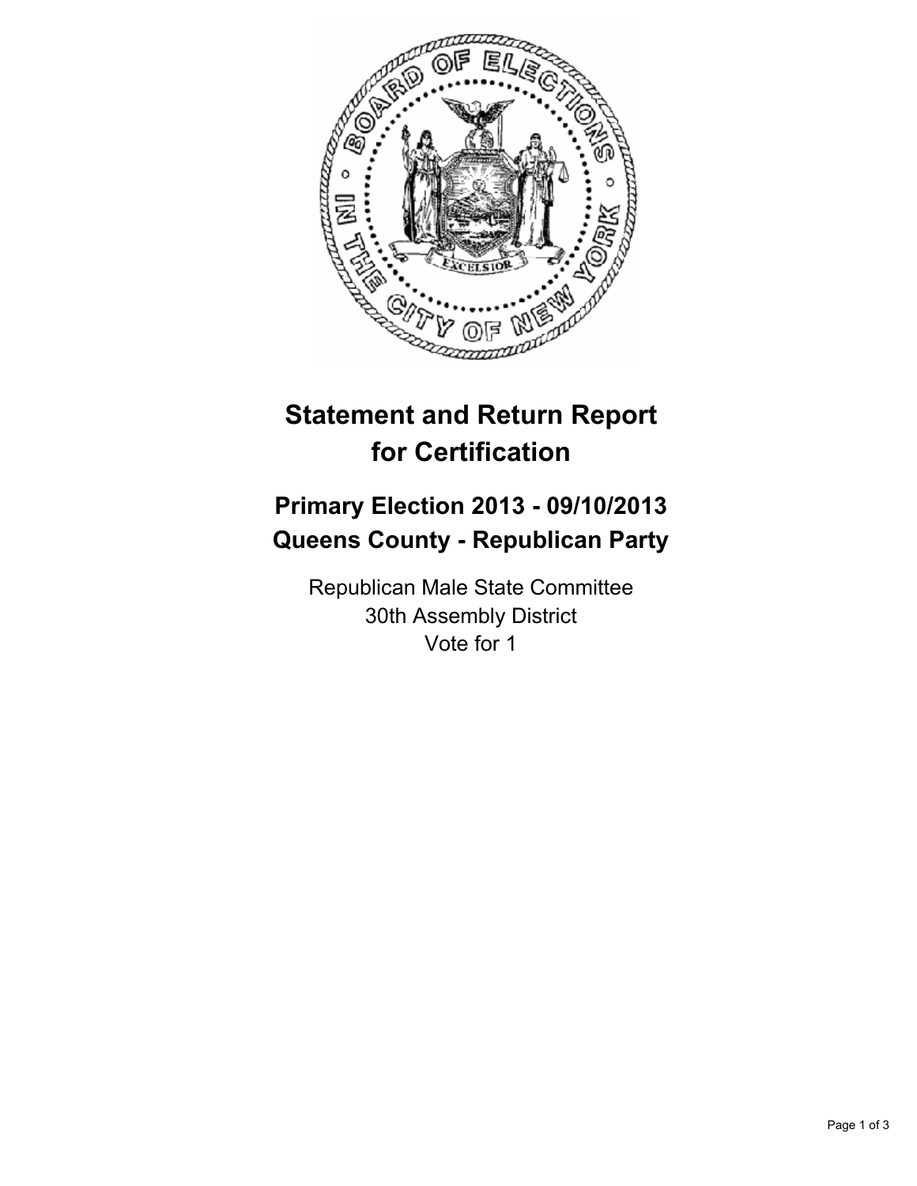# Statement and Return Report for Certification

## Primary Election 2013 - 09/10/2013
## Queens County - Republican Party

Republican Male State Committee
30th Assembly District
Vote for 1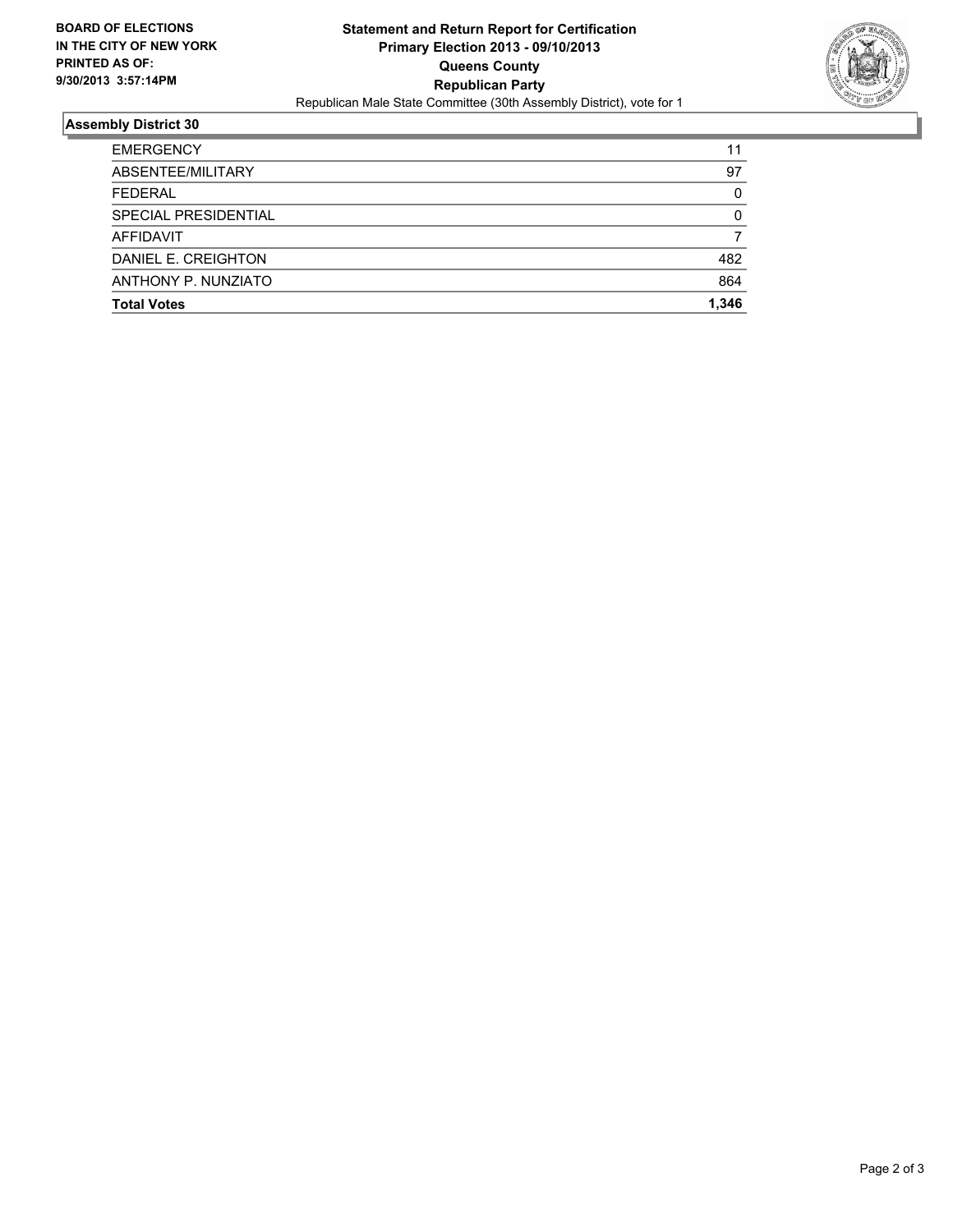**BOARD OF ELECTIONS IN THE CITY OF NEW YORK PRINTED AS OF: 9/30/2013 3:57:14PM**

**Statement and Return Report for Certification**
**Primary Election 2013 - 09/10/2013**
**Queens County**
**Republican Party**
Republican Male State Committee (30th Assembly District), vote for 1

## Assembly District 30

| | |
|---|---|
| EMERGENCY | 11 |
| ABSENTEE/MILITARY | 97 |
| FEDERAL | 0 |
| SPECIAL PRESIDENTIAL | 0 |
| AFFIDAVIT | 7 |
| DANIEL E. CREIGHTON | 482 |
| ANTHONY P. NUNZIATO | 864 |
| **Total Votes** | **1,346** |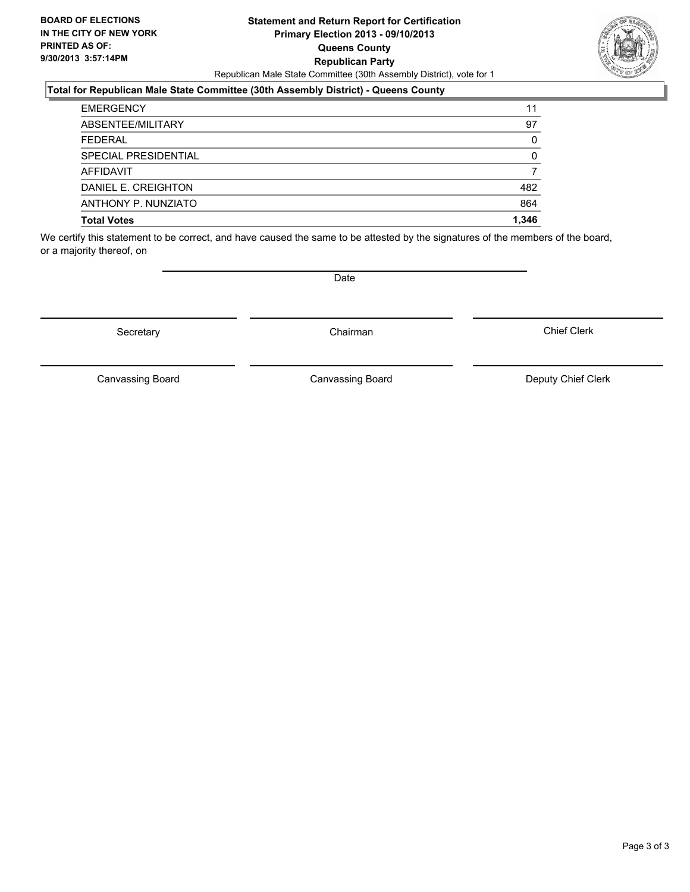**BOARD OF ELECTIONS IN THE CITY OF NEW YORK PRINTED AS OF: 9/30/2013 3:57:14PM**

# Statement and Return Report for Certification
## Primary Election 2013 - 09/10/2013
## Queens County
## Republican Party

Republican Male State Committee (30th Assembly District), vote for 1

### Total for Republican Male State Committee (30th Assembly District) - Queens County

| | |
|---|---|
| EMERGENCY | 11 |
| ABSENTEE/MILITARY | 97 |
| FEDERAL | 0 |
| SPECIAL PRESIDENTIAL | 0 |
| AFFIDAVIT | 7 |
| DANIEL E. CREIGHTON | 482 |
| ANTHONY P. NUNZIATO | 864 |
| **Total Votes** | **1,346** |

We certify this statement to be correct, and have caused the same to be attested by the signatures of the members of the board, or a majority thereof, on

Date

Secretary | Chairman | Chief Clerk

Canvassing Board | Canvassing Board | Deputy Chief Clerk